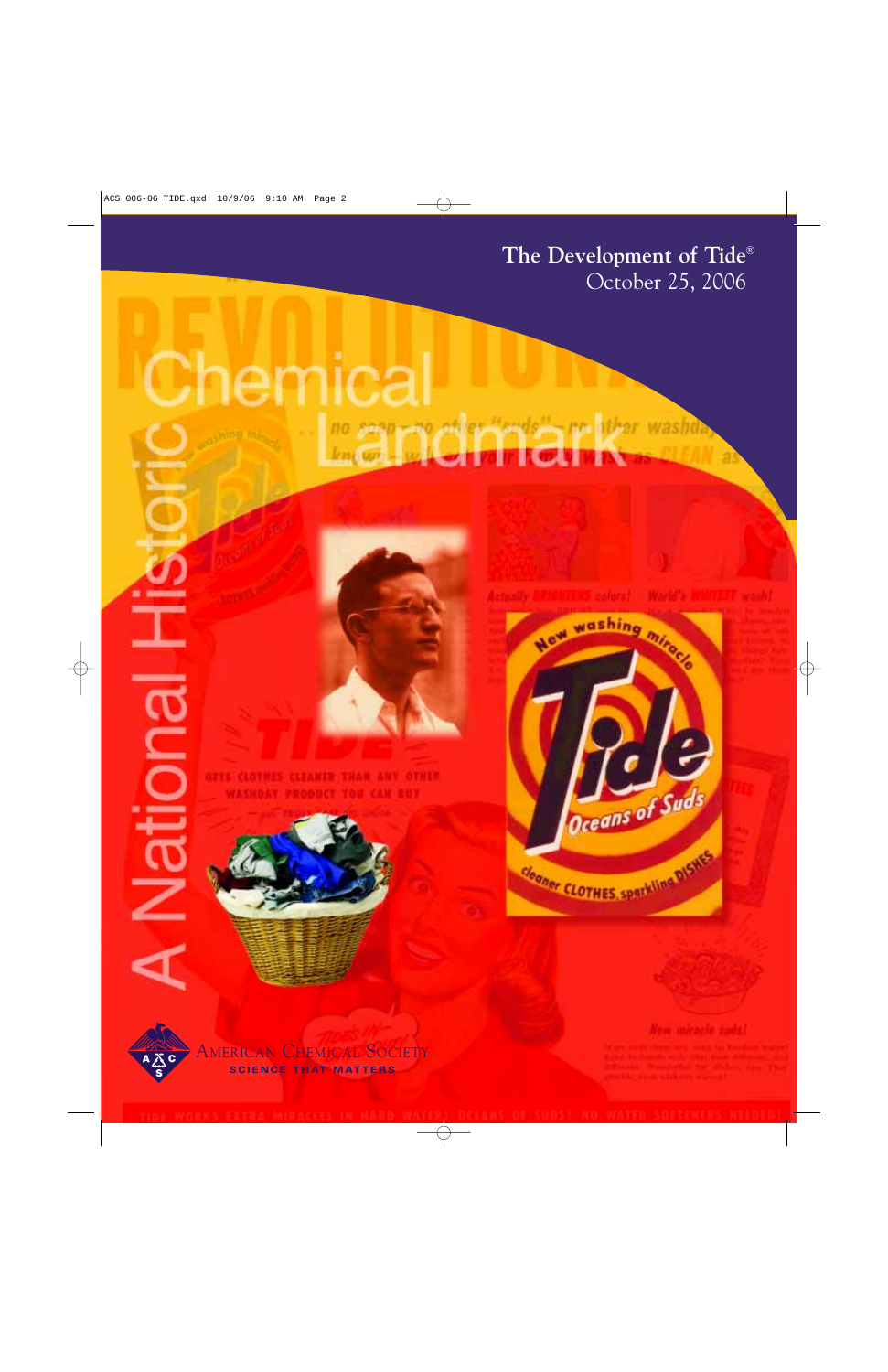# The Development of Tide®

October 25, 2006

# A National Historic Chemical Landmark

American Chemical Society

SCIENCE THAT MATTERS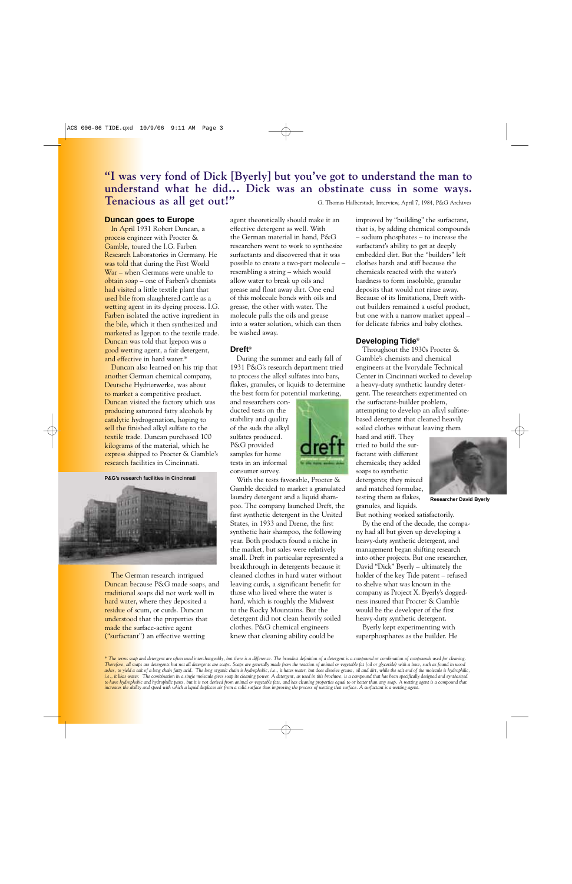**"I was very fond of Dick [Byerly] but you've got to understand the man to understand what he did… Dick was an obstinate cuss in some ways. Tenacious as all get out!"** G. Thomas Halberstadt, Interview, April 7, 1984, P&G Archives

### Duncan goes to Europe

In April 1931 Robert Duncan, a process engineer with Procter & Gamble, toured the I.G. Farben Research Laboratories in Germany. He was told that during the First World War – when Germans were unable to obtain soap – one of Farben's chemists had visited a little textile plant that used bile from slaughtered cattle as a wetting agent in its dyeing process. I.G. Farben isolated the active ingredient in the bile, which it then synthesized and marketed as Igepon to the textile trade. Duncan was told that Igepon was a good wetting agent, a fair detergent, and effective in hard water.*

Duncan also learned on his trip that another German chemical company, Deutsche Hydrierwerke, was about to market a competitive product. Duncan visited the factory which was producing saturated fatty alcohols by catalytic hydrogenation, hoping to sell the finished alkyl sulfate to the textile trade. Duncan purchased 100 kilograms of the material, which he express shipped to Procter & Gamble's research facilities in Cincinnati.

P&G's research facilities in Cincinnati

The German research intrigued Duncan because P&G made soaps, and traditional soaps did not work well in hard water, where they deposited a residue of scum, or curds. Duncan understood that the properties that made the surface-active agent ("surfactant") an effective wetting agent theoretically should make it an effective detergent as well. With the German material in hand, P&G researchers went to work to synthesize surfactants and discovered that it was possible to create a two-part molecule – resembling a string – which would allow water to break up oils and grease and float away dirt. One end of this molecule bonds with oils and grease, the other with water. The molecule pulls the oils and grease into a water solution, which can then be washed away.

### Dreft®

During the summer and early fall of 1931 P&G's research department tried to process the alkyl sulfates into bars, flakes, granules, or liquids to determine the best form for potential marketing, and researchers conducted tests on the stability and quality of the suds the alkyl sulfates produced. P&G provided samples for home tests in an informal consumer survey.

With the tests favorable, Procter & Gamble decided to market a granulated laundry detergent and a liquid shampoo. The company launched Dreft, the first synthetic detergent in the United States, in 1933 and Drene, the first synthetic hair shampoo, the following year. Both products found a niche in the market, but sales were relatively small. Dreft in particular represented a breakthrough in detergents because it cleaned clothes in hard water without leaving curds, a significant benefit for those who lived where the water is hard, which is roughly the Midwest to the Rocky Mountains. But the detergent did not clean heavily soiled clothes. P&G chemical engineers knew that cleaning ability could be improved by "building" the surfactant, that is, by adding chemical compounds – sodium phosphates – to increase the surfactant's ability to get at deeply embedded dirt. But the "builders" left clothes harsh and stiff because the chemicals reacted with the water's hardness to form insoluble, granular deposits that would not rinse away. Because of its limitations, Dreft without builders remained a useful product, but one with a narrow market appeal – for delicate fabrics and baby clothes.

### Developing Tide®

Throughout the 1930s Procter & Gamble's chemists and chemical engineers at the Ivorydale Technical Center in Cincinnati worked to develop a heavy-duty synthetic laundry detergent. The researchers experimented on the surfactant-builder problem, attempting to develop an alkyl sulfate-based detergent that cleaned heavily soiled clothes without leaving them hard and stiff. They tried to build the surfactant with different chemicals; they added soaps to synthetic detergents; they mixed and matched formulae, testing them as flakes, granules, and liquids. But nothing worked satisfactorily.

Researcher David Byerly

By the end of the decade, the company had all but given up developing a heavy-duty synthetic detergent, and management began shifting research into other projects. But one researcher, David "Dick" Byerly – ultimately the holder of the key Tide patent – refused to shelve what was known in the company as Project X. Byerly's doggedness insured that Procter & Gamble would be the developer of the first heavy-duty synthetic detergent.

Byerly kept experimenting with superphosphates as the builder. He

*\* The terms soap and detergent are often used interchangeably, but there is a difference. The broadest definition of a detergent is a compound or combination of compounds used for cleaning. Therefore, all soaps are detergents but not all detergents are soaps. Soaps are generally made from the reaction of animal or vegetable fat (oil or glyceride) with a base, such as found in wood ashes, to yield a salt of a long chain fatty acid. The long organic chain is hydrophobic, i.e., it hates water, but does dissolve grease, oil and dirt, while the salt end of the molecule is hydrophilic, i.e., it likes water. The combination in a single molecule gives soap its cleaning power. A detergent, as used in this brochure, is a compound that has been specifically designed and synthesized to have hydrophobic and hydrophilic parts, but it is not derived from animal or vegetable fats, and has cleaning properties equal to or better than any soap. A wetting agent is a compound that increases the ability and speed with which a liquid displaces air from a solid surface thus improving the process of wetting that surface. A surfactant is a wetting agent.*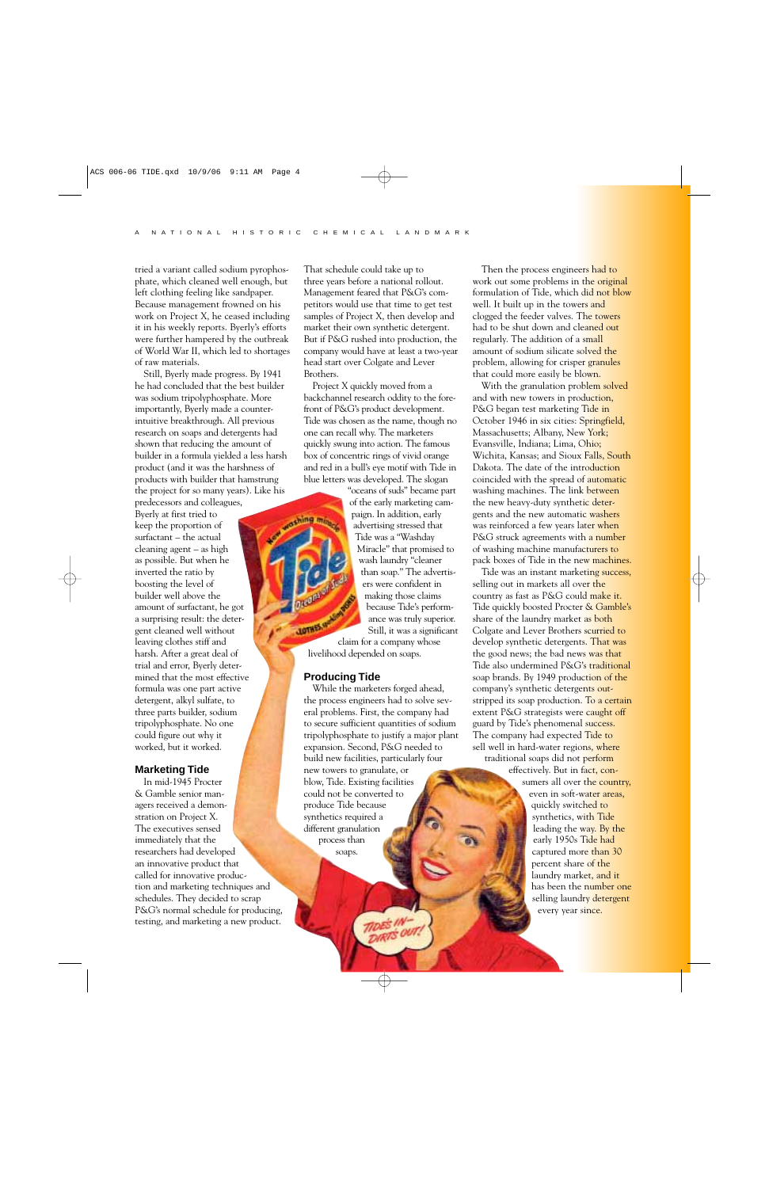tried a variant called sodium pyrophosphate, which cleaned well enough, but left clothing feeling like sandpaper. Because management frowned on his work on Project X, he ceased including it in his weekly reports. Byerly's efforts were further hampered by the outbreak of World War II, which led to shortages of raw materials.

Still, Byerly made progress. By 1941 he had concluded that the best builder was sodium tripolyphosphate. More importantly, Byerly made a counter-intuitive breakthrough. All previous research on soaps and detergents had shown that reducing the amount of builder in a formula yielded a less harsh product (and it was the harshness of products with builder that hamstrung the project for so many years). Like his predecessors and colleagues, Byerly at first tried to keep the proportion of surfactant – the actual cleaning agent – as high as possible. But when he inverted the ratio by boosting the level of builder well above the amount of surfactant, he got a surprising result: the detergent cleaned well without leaving clothes stiff and harsh. After a great deal of trial and error, Byerly determined that the most effective formula was one part active detergent, alkyl sulfate, to three parts builder, sodium tripolyphosphate. No one could figure out why it worked, but it worked.

## Marketing Tide

In mid-1945 Procter & Gamble senior managers received a demonstration on Project X. The executives sensed immediately that the researchers had developed an innovative product that called for innovative production and marketing techniques and schedules. They decided to scrap P&G's normal schedule for producing, testing, and marketing a new product. That schedule could take up to three years before a national rollout. Management feared that P&G's competitors would use that time to get test samples of Project X, then develop and market their own synthetic detergent. But if P&G rushed into production, the company would have at least a two-year head start over Colgate and Lever Brothers.

Project X quickly moved from a backchannel research oddity to the forefront of P&G's product development. Tide was chosen as the name, though no one can recall why. The marketers quickly swung into action. The famous box of concentric rings of vivid orange and red in a bull's eye motif with Tide in blue letters was developed. The slogan "oceans of suds" became part of the early marketing campaign. In addition, early advertising stressed that Tide was a "Washday Miracle" that promised to wash laundry "cleaner than soap." The advertisers were confident in making those claims because Tide's performance was truly superior. Still, it was a significant claim for a company whose livelihood depended on soaps.

## Producing Tide

While the marketers forged ahead, the process engineers had to solve several problems. First, the company had to secure sufficient quantities of sodium tripolyphosphate to justify a major plant expansion. Second, P&G needed to build new facilities, particularly four new towers to granulate, or blow, Tide. Existing facilities could not be converted to produce Tide because synthetics required a different granulation process than soaps.

Then the process engineers had to work out some problems in the original formulation of Tide, which did not blow well. It built up in the towers and clogged the feeder valves. The towers had to be shut down and cleaned out regularly. The addition of a small amount of sodium silicate solved the problem, allowing for crisper granules that could more easily be blown.

With the granulation problem solved and with new towers in production, P&G began test marketing Tide in October 1946 in six cities: Springfield, Massachusetts; Albany, New York; Evansville, Indiana; Lima, Ohio; Wichita, Kansas; and Sioux Falls, South Dakota. The date of the introduction coincided with the spread of automatic washing machines. The link between the new heavy-duty synthetic detergents and the new automatic washers was reinforced a few years later when P&G struck agreements with a number of washing machine manufacturers to pack boxes of Tide in the new machines.

Tide was an instant marketing success, selling out in markets all over the country as fast as P&G could make it. Tide quickly boosted Procter & Gamble's share of the laundry market as both Colgate and Lever Brothers scurried to develop synthetic detergents. That was the good news; the bad news was that Tide also undermined P&G's traditional soap brands. By 1949 production of the company's synthetic detergents outstripped its soap production. To a certain extent P&G strategists were caught off guard by Tide's phenomenal success. The company had expected Tide to sell well in hard-water regions, where traditional soaps did not perform effectively. But in fact, consumers all over the country, even in soft-water areas, quickly switched to synthetics, with Tide leading the way. By the early 1950s Tide had captured more than 30 percent share of the laundry market, and it has been the number one selling laundry detergent every year since.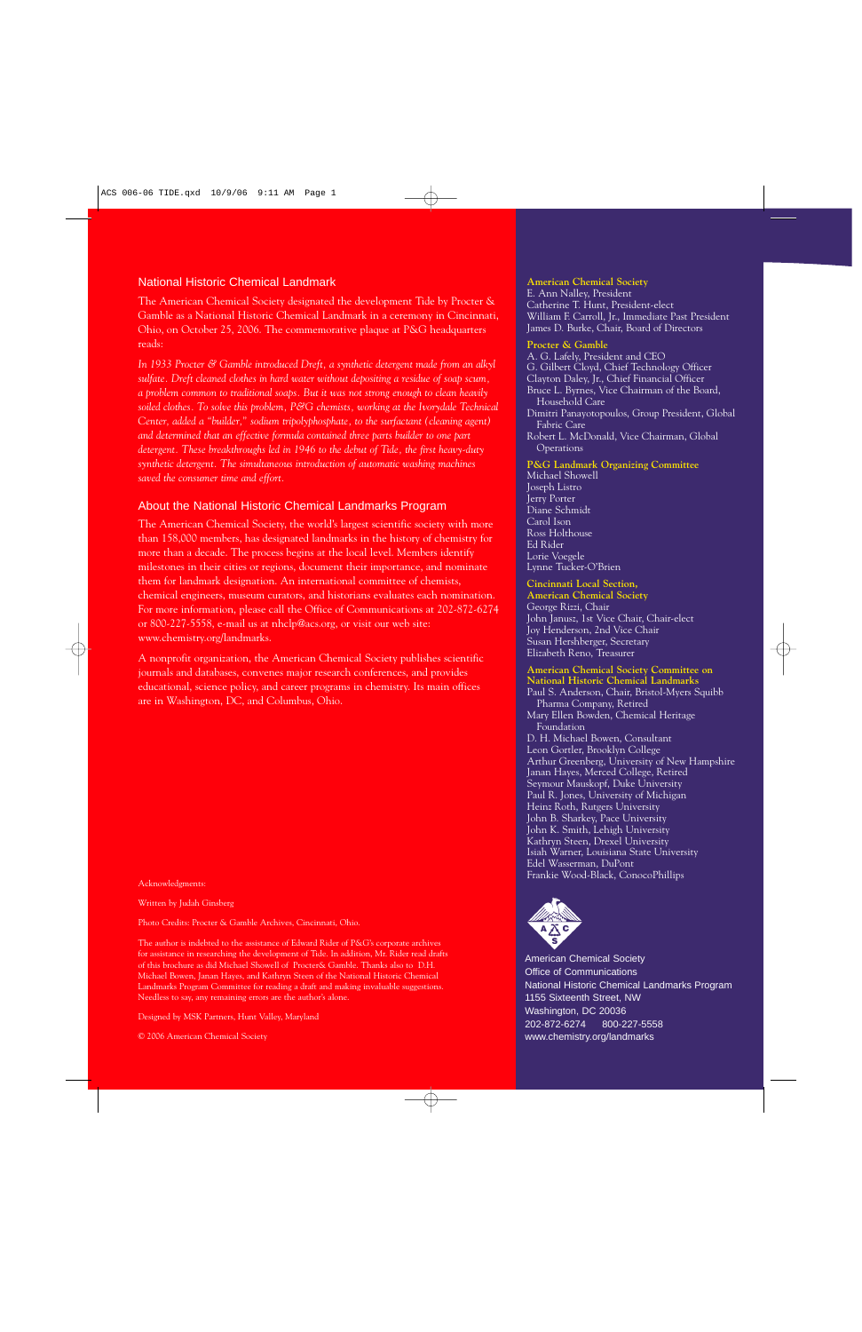## National Historic Chemical Landmark

The American Chemical Society designated the development Tide by Procter & Gamble as a National Historic Chemical Landmark in a ceremony in Cincinnati, Ohio, on October 25, 2006. The commemorative plaque at P&G headquarters reads:

*In 1933 Procter & Gamble introduced Dreft, a synthetic detergent made from an alkyl sulfate. Dreft cleaned clothes in hard water without depositing a residue of soap scum, a problem common to traditional soaps. But it was not strong enough to clean heavily soiled clothes. To solve this problem, P&G chemists, working at the Ivorydale Technical Center, added a "builder," sodium tripolyphosphate, to the surfactant (cleaning agent) and determined that an effective formula contained three parts builder to one part detergent. These breakthroughs led in 1946 to the debut of Tide, the first heavy-duty synthetic detergent. The simultaneous introduction of automatic washing machines saved the consumer time and effort.*

## About the National Historic Chemical Landmarks Program

The American Chemical Society, the world's largest scientific society with more than 158,000 members, has designated landmarks in the history of chemistry for more than a decade. The process begins at the local level. Members identify milestones in their cities or regions, document their importance, and nominate them for landmark designation. An international committee of chemists, chemical engineers, museum curators, and historians evaluates each nomination. For more information, please call the Office of Communications at 202-872-6274 or 800-227-5558, e-mail us at nhclp@acs.org, or visit our web site: www.chemistry.org/landmarks.

A nonprofit organization, the American Chemical Society publishes scientific journals and databases, convenes major research conferences, and provides educational, science policy, and career programs in chemistry. Its main offices are in Washington, DC, and Columbus, Ohio.

Acknowledgments:

Written by Judah Ginsberg

Photo Credits: Procter & Gamble Archives, Cincinnati, Ohio.

The author is indebted to the assistance of Edward Rider of P&G's corporate archives for assistance in researching the development of Tide. In addition, Mr. Rider read drafts of this brochure as did Michael Showell of Procter& Gamble. Thanks also to D.H. Michael Bowen, Janan Hayes, and Kathryn Steen of the National Historic Chemical Landmarks Program Committee for reading a draft and making invaluable suggestions. Needless to say, any remaining errors are the author's alone.

Designed by MSK Partners, Hunt Valley, Maryland

© 2006 American Chemical Society

**American Chemical Society**
E. Ann Nalley, President
Catherine T. Hunt, President-elect
William F. Carroll, Jr., Immediate Past President
James D. Burke, Chair, Board of Directors

**Procter & Gamble**
A. G. Lafely, President and CEO
G. Gilbert Cloyd, Chief Technology Officer
Clayton Daley, Jr., Chief Financial Officer
Bruce L. Byrnes, Vice Chairman of the Board, Household Care
Dimitri Panayotopoulos, Group President, Global Fabric Care
Robert L. McDonald, Vice Chairman, Global Operations

**P&G Landmark Organizing Committee**
Michael Showell
Joseph Listro
Jerry Porter
Diane Schmidt
Carol Ison
Ross Holthouse
Ed Rider
Lorie Voegele
Lynne Tucker-O'Brien

**Cincinnati Local Section, American Chemical Society**
George Rizzi, Chair
John Janusz, 1st Vice Chair, Chair-elect
Joy Henderson, 2nd Vice Chair
Susan Hershberger, Secretary
Elizabeth Reno, Treasurer

**American Chemical Society Committee on National Historic Chemical Landmarks**
Paul S. Anderson, Chair, Bristol-Myers Squibb Pharma Company, Retired
Mary Ellen Bowden, Chemical Heritage Foundation
D. H. Michael Bowen, Consultant
Leon Gortler, Brooklyn College
Arthur Greenberg, University of New Hampshire
Janan Hayes, Merced College, Retired
Seymour Mauskopf, Duke University
Paul R. Jones, University of Michigan
Heinz Roth, Rutgers University
John B. Sharkey, Pace University
John K. Smith, Lehigh University
Kathryn Steen, Drexel University
Isiah Warner, Louisiana State University
Edel Wasserman, DuPont
Frankie Wood-Black, ConocoPhillips

American Chemical Society
Office of Communications
National Historic Chemical Landmarks Program
1155 Sixteenth Street, NW
Washington, DC 20036
202-872-6274 800-227-5558
www.chemistry.org/landmarks